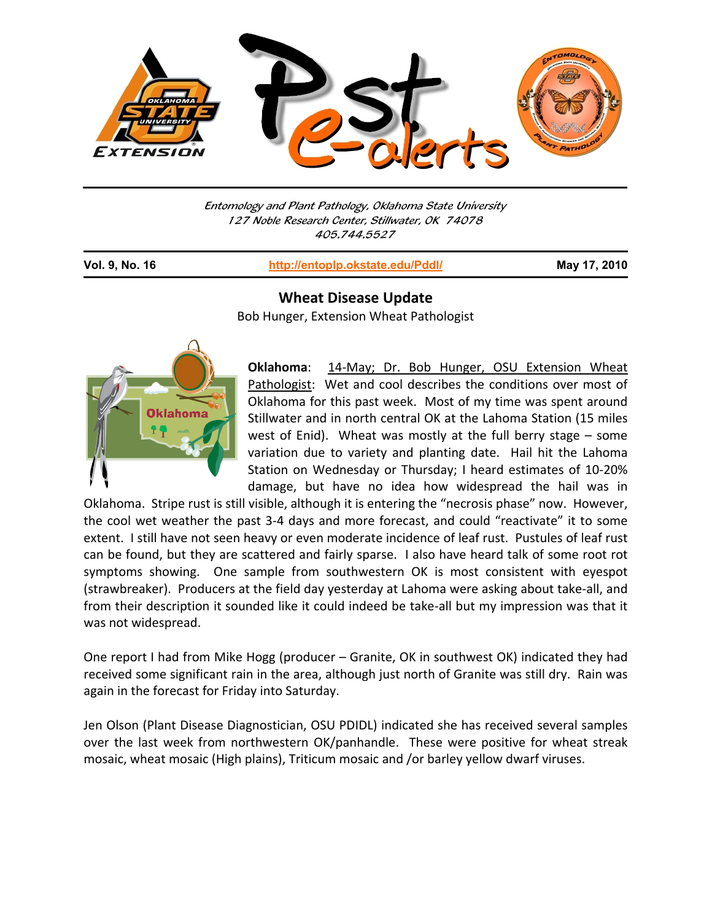Entomology and Plant Pathology, Oklahoma State University
127 Noble Research Center, Stillwater, OK 74078
405.744.5527

**Vol. 9, No. 16** | http://entoplp.okstate.edu/Pddl/ | **May 17, 2010**

## Wheat Disease Update

Bob Hunger, Extension Wheat Pathologist

**Oklahoma**: 14-May; Dr. Bob Hunger, OSU Extension Wheat Pathologist: Wet and cool describes the conditions over most of Oklahoma for this past week. Most of my time was spent around Stillwater and in north central OK at the Lahoma Station (15 miles west of Enid). Wheat was mostly at the full berry stage – some variation due to variety and planting date. Hail hit the Lahoma Station on Wednesday or Thursday; I heard estimates of 10-20% damage, but have no idea how widespread the hail was in Oklahoma. Stripe rust is still visible, although it is entering the "necrosis phase" now. However, the cool wet weather the past 3-4 days and more forecast, and could "reactivate" it to some extent. I still have not seen heavy or even moderate incidence of leaf rust. Pustules of leaf rust can be found, but they are scattered and fairly sparse. I also have heard talk of some root rot symptoms showing. One sample from southwestern OK is most consistent with eyespot (strawbreaker). Producers at the field day yesterday at Lahoma were asking about take-all, and from their description it sounded like it could indeed be take-all but my impression was that it was not widespread.

One report I had from Mike Hogg (producer – Granite, OK in southwest OK) indicated they had received some significant rain in the area, although just north of Granite was still dry. Rain was again in the forecast for Friday into Saturday.

Jen Olson (Plant Disease Diagnostician, OSU PDIDL) indicated she has received several samples over the last week from northwestern OK/panhandle. These were positive for wheat streak mosaic, wheat mosaic (High plains), Triticum mosaic and /or barley yellow dwarf viruses.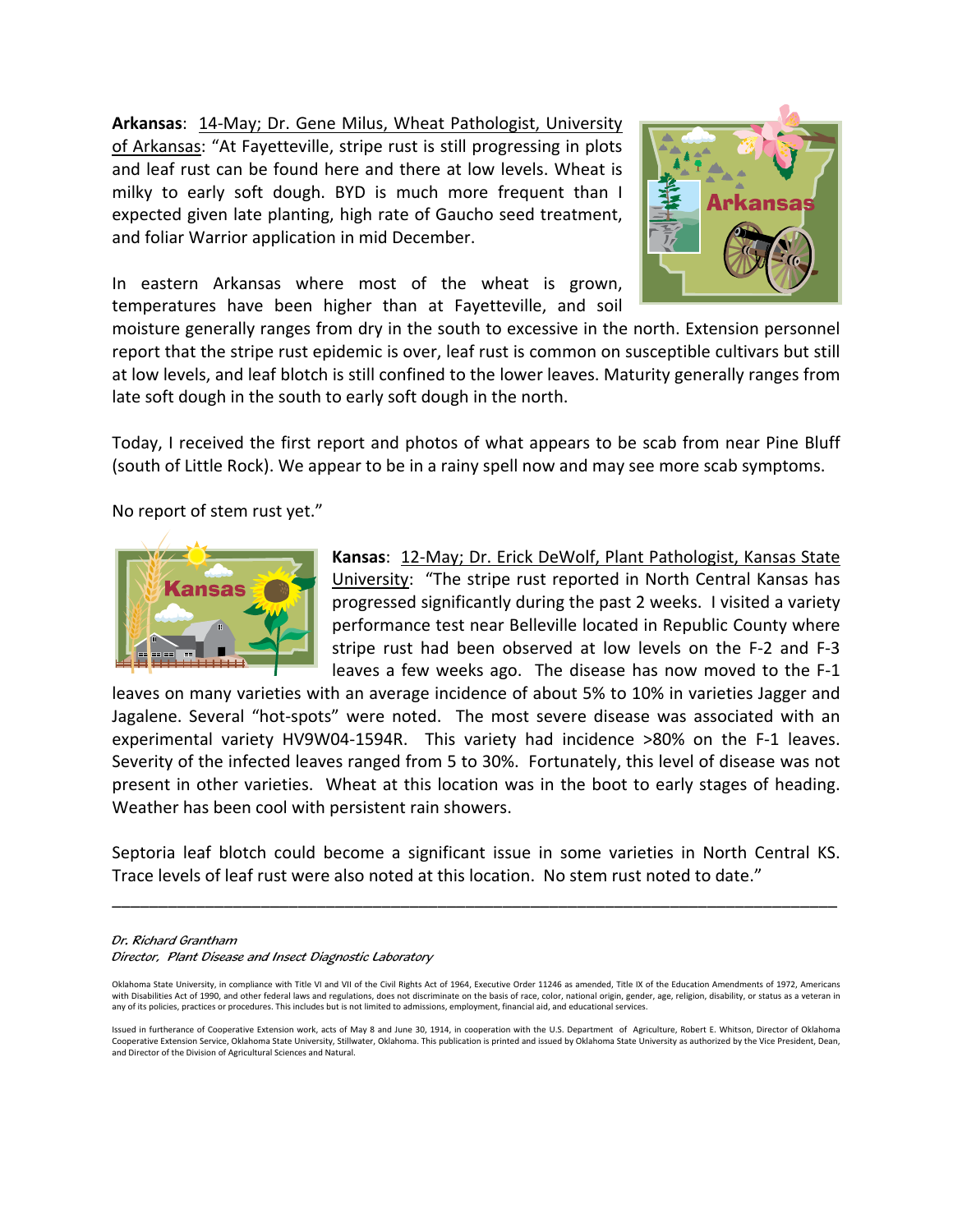**Arkansas**: 14-May; Dr. Gene Milus, Wheat Pathologist, University of Arkansas: "At Fayetteville, stripe rust is still progressing in plots and leaf rust can be found here and there at low levels. Wheat is milky to early soft dough. BYD is much more frequent than I expected given late planting, high rate of Gaucho seed treatment, and foliar Warrior application in mid December.

In eastern Arkansas where most of the wheat is grown, temperatures have been higher than at Fayetteville, and soil moisture generally ranges from dry in the south to excessive in the north. Extension personnel report that the stripe rust epidemic is over, leaf rust is common on susceptible cultivars but still at low levels, and leaf blotch is still confined to the lower leaves. Maturity generally ranges from late soft dough in the south to early soft dough in the north.

Today, I received the first report and photos of what appears to be scab from near Pine Bluff (south of Little Rock). We appear to be in a rainy spell now and may see more scab symptoms.

No report of stem rust yet."

**Kansas**: 12-May; Dr. Erick DeWolf, Plant Pathologist, Kansas State University: "The stripe rust reported in North Central Kansas has progressed significantly during the past 2 weeks. I visited a variety performance test near Belleville located in Republic County where stripe rust had been observed at low levels on the F-2 and F-3 leaves a few weeks ago. The disease has now moved to the F-1 leaves on many varieties with an average incidence of about 5% to 10% in varieties Jagger and Jagalene. Several "hot-spots" were noted. The most severe disease was associated with an experimental variety HV9W04-1594R. This variety had incidence >80% on the F-1 leaves. Severity of the infected leaves ranged from 5 to 30%. Fortunately, this level of disease was not present in other varieties. Wheat at this location was in the boot to early stages of heading. Weather has been cool with persistent rain showers.

Septoria leaf blotch could become a significant issue in some varieties in North Central KS. Trace levels of leaf rust were also noted at this location. No stem rust noted to date."

---

*Dr. Richard Grantham*
*Director, Plant Disease and Insect Diagnostic Laboratory*

Oklahoma State University, in compliance with Title VI and VII of the Civil Rights Act of 1964, Executive Order 11246 as amended, Title IX of the Education Amendments of 1972, Americans with Disabilities Act of 1990, and other federal laws and regulations, does not discriminate on the basis of race, color, national origin, gender, age, religion, disability, or status as a veteran in any of its policies, practices or procedures. This includes but is not limited to admissions, employment, financial aid, and educational services.

Issued in furtherance of Cooperative Extension work, acts of May 8 and June 30, 1914, in cooperation with the U.S. Department of Agriculture, Robert E. Whitson, Director of Oklahoma Cooperative Extension Service, Oklahoma State University, Stillwater, Oklahoma. This publication is printed and issued by Oklahoma State University as authorized by the Vice President, Dean, and Director of the Division of Agricultural Sciences and Natural.